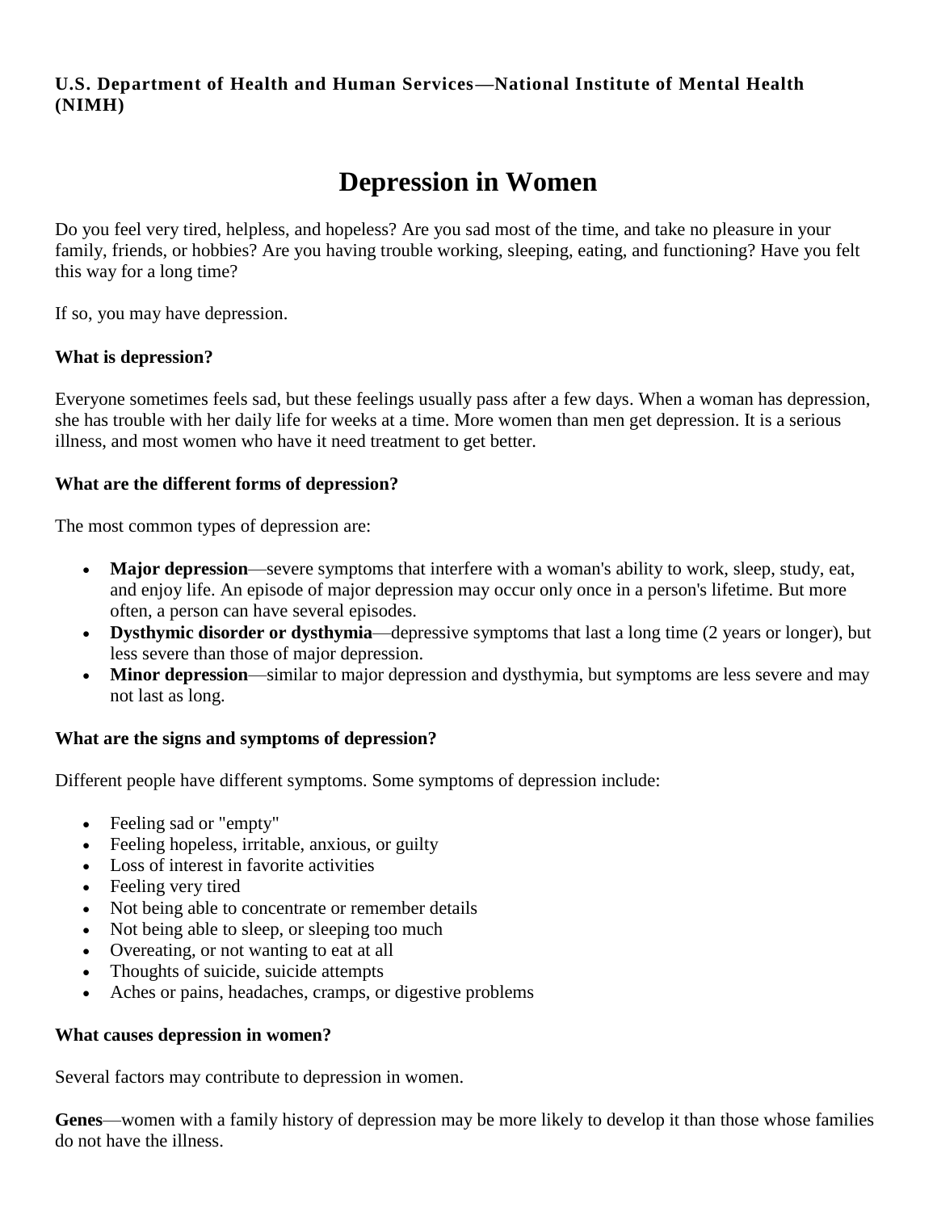**U.S. Department of Health and Human Services—National Institute of Mental Health (NIMH)**

# Depression in Women

Do you feel very tired, helpless, and hopeless? Are you sad most of the time, and take no pleasure in your family, friends, or hobbies? Are you having trouble working, sleeping, eating, and functioning? Have you felt this way for a long time?

If so, you may have depression.

### What is depression?

Everyone sometimes feels sad, but these feelings usually pass after a few days. When a woman has depression, she has trouble with her daily life for weeks at a time. More women than men get depression. It is a serious illness, and most women who have it need treatment to get better.

### What are the different forms of depression?

The most common types of depression are:

- **Major depression**—severe symptoms that interfere with a woman's ability to work, sleep, study, eat, and enjoy life. An episode of major depression may occur only once in a person's lifetime. But more often, a person can have several episodes.
- **Dysthymic disorder or dysthymia**—depressive symptoms that last a long time (2 years or longer), but less severe than those of major depression.
- **Minor depression**—similar to major depression and dysthymia, but symptoms are less severe and may not last as long.

### What are the signs and symptoms of depression?

Different people have different symptoms. Some symptoms of depression include:

- Feeling sad or "empty"
- Feeling hopeless, irritable, anxious, or guilty
- Loss of interest in favorite activities
- Feeling very tired
- Not being able to concentrate or remember details
- Not being able to sleep, or sleeping too much
- Overeating, or not wanting to eat at all
- Thoughts of suicide, suicide attempts
- Aches or pains, headaches, cramps, or digestive problems

### What causes depression in women?

Several factors may contribute to depression in women.

**Genes**—women with a family history of depression may be more likely to develop it than those whose families do not have the illness.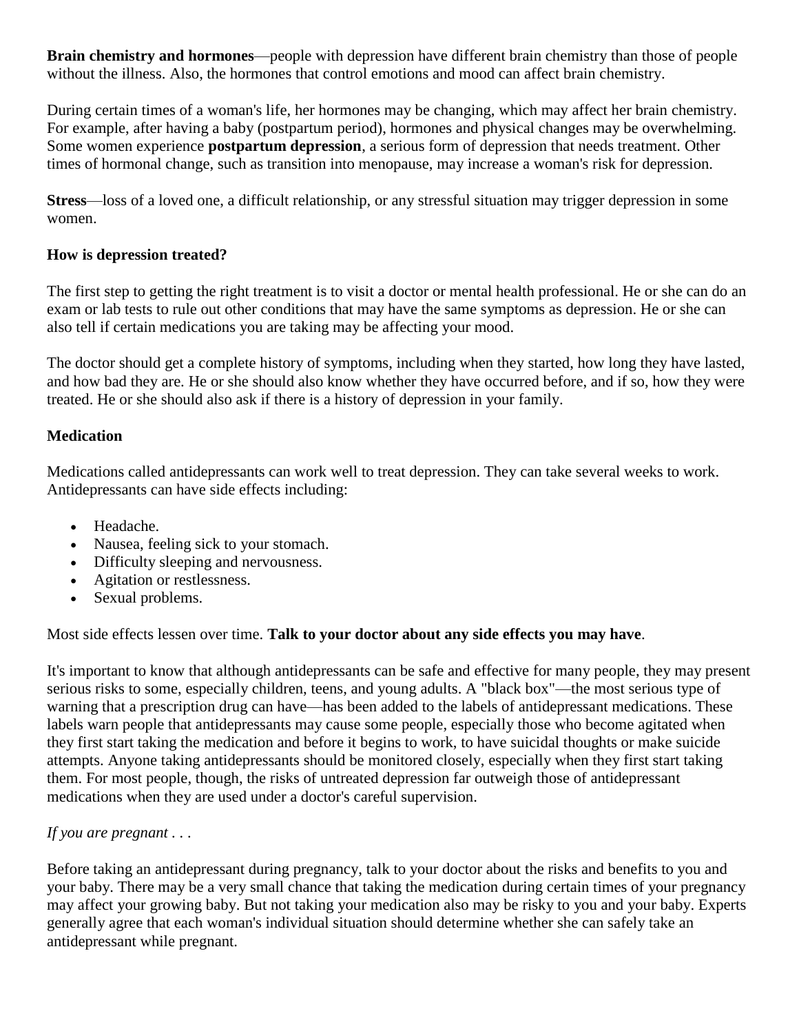**Brain chemistry and hormones**—people with depression have different brain chemistry than those of people without the illness. Also, the hormones that control emotions and mood can affect brain chemistry.

During certain times of a woman's life, her hormones may be changing, which may affect her brain chemistry. For example, after having a baby (postpartum period), hormones and physical changes may be overwhelming. Some women experience **postpartum depression**, a serious form of depression that needs treatment. Other times of hormonal change, such as transition into menopause, may increase a woman's risk for depression.

**Stress**—loss of a loved one, a difficult relationship, or any stressful situation may trigger depression in some women.

### How is depression treated?

The first step to getting the right treatment is to visit a doctor or mental health professional. He or she can do an exam or lab tests to rule out other conditions that may have the same symptoms as depression. He or she can also tell if certain medications you are taking may be affecting your mood.

The doctor should get a complete history of symptoms, including when they started, how long they have lasted, and how bad they are. He or she should also know whether they have occurred before, and if so, how they were treated. He or she should also ask if there is a history of depression in your family.

### Medication

Medications called antidepressants can work well to treat depression. They can take several weeks to work. Antidepressants can have side effects including:

- Headache.
- Nausea, feeling sick to your stomach.
- Difficulty sleeping and nervousness.
- Agitation or restlessness.
- Sexual problems.

Most side effects lessen over time. **Talk to your doctor about any side effects you may have**.

It's important to know that although antidepressants can be safe and effective for many people, they may present serious risks to some, especially children, teens, and young adults. A "black box"—the most serious type of warning that a prescription drug can have—has been added to the labels of antidepressant medications. These labels warn people that antidepressants may cause some people, especially those who become agitated when they first start taking the medication and before it begins to work, to have suicidal thoughts or make suicide attempts. Anyone taking antidepressants should be monitored closely, especially when they first start taking them. For most people, though, the risks of untreated depression far outweigh those of antidepressant medications when they are used under a doctor's careful supervision.

*If you are pregnant . . .*

Before taking an antidepressant during pregnancy, talk to your doctor about the risks and benefits to you and your baby. There may be a very small chance that taking the medication during certain times of your pregnancy may affect your growing baby. But not taking your medication also may be risky to you and your baby. Experts generally agree that each woman's individual situation should determine whether she can safely take an antidepressant while pregnant.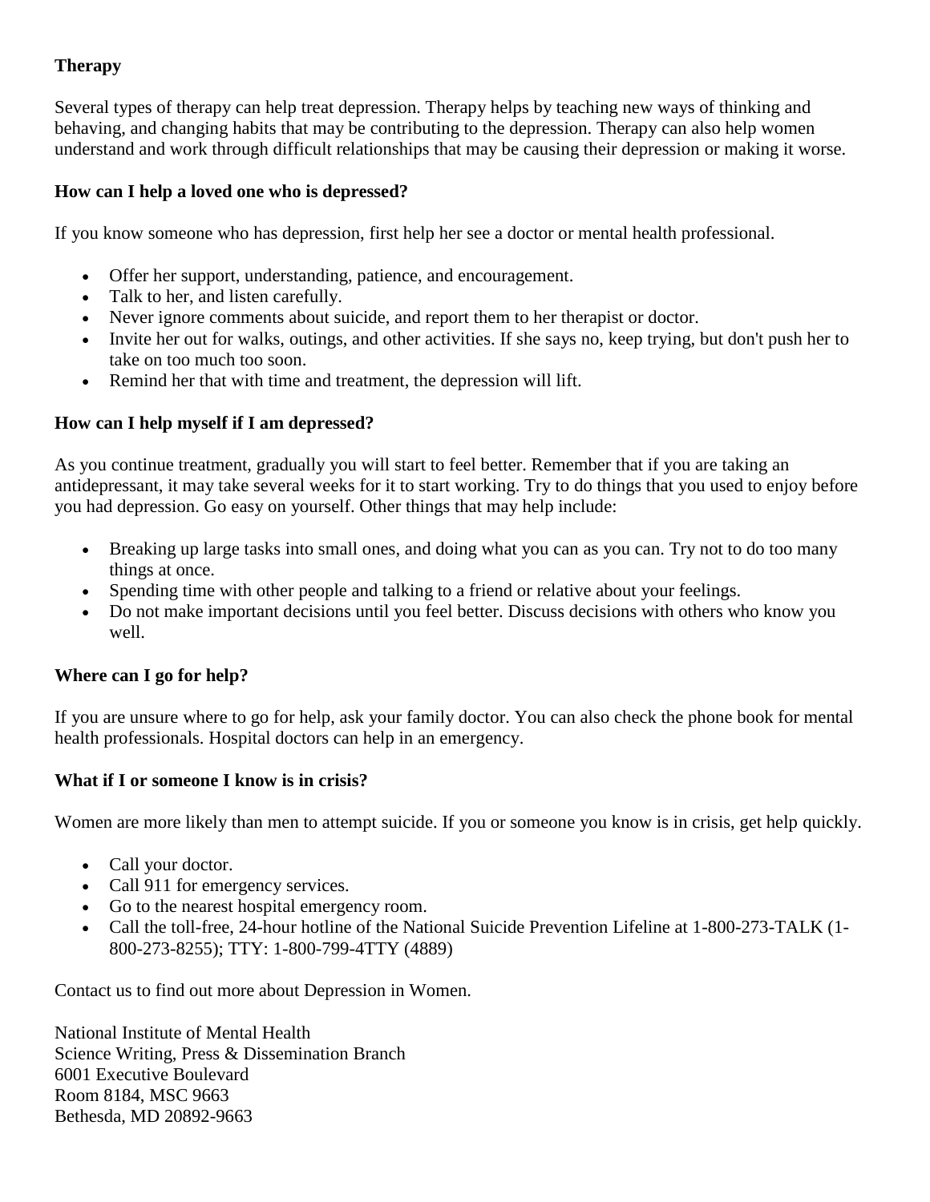**Therapy**

Several types of therapy can help treat depression. Therapy helps by teaching new ways of thinking and behaving, and changing habits that may be contributing to the depression. Therapy can also help women understand and work through difficult relationships that may be causing their depression or making it worse.

**How can I help a loved one who is depressed?**

If you know someone who has depression, first help her see a doctor or mental health professional.

- Offer her support, understanding, patience, and encouragement.
- Talk to her, and listen carefully.
- Never ignore comments about suicide, and report them to her therapist or doctor.
- Invite her out for walks, outings, and other activities. If she says no, keep trying, but don't push her to take on too much too soon.
- Remind her that with time and treatment, the depression will lift.

**How can I help myself if I am depressed?**

As you continue treatment, gradually you will start to feel better. Remember that if you are taking an antidepressant, it may take several weeks for it to start working. Try to do things that you used to enjoy before you had depression. Go easy on yourself. Other things that may help include:

- Breaking up large tasks into small ones, and doing what you can as you can. Try not to do too many things at once.
- Spending time with other people and talking to a friend or relative about your feelings.
- Do not make important decisions until you feel better. Discuss decisions with others who know you well.

**Where can I go for help?**

If you are unsure where to go for help, ask your family doctor. You can also check the phone book for mental health professionals. Hospital doctors can help in an emergency.

**What if I or someone I know is in crisis?**

Women are more likely than men to attempt suicide. If you or someone you know is in crisis, get help quickly.

- Call your doctor.
- Call 911 for emergency services.
- Go to the nearest hospital emergency room.
- Call the toll-free, 24-hour hotline of the National Suicide Prevention Lifeline at 1-800-273-TALK (1-800-273-8255); TTY: 1-800-799-4TTY (4889)

Contact us to find out more about Depression in Women.

National Institute of Mental Health
Science Writing, Press & Dissemination Branch
6001 Executive Boulevard
Room 8184, MSC 9663
Bethesda, MD 20892-9663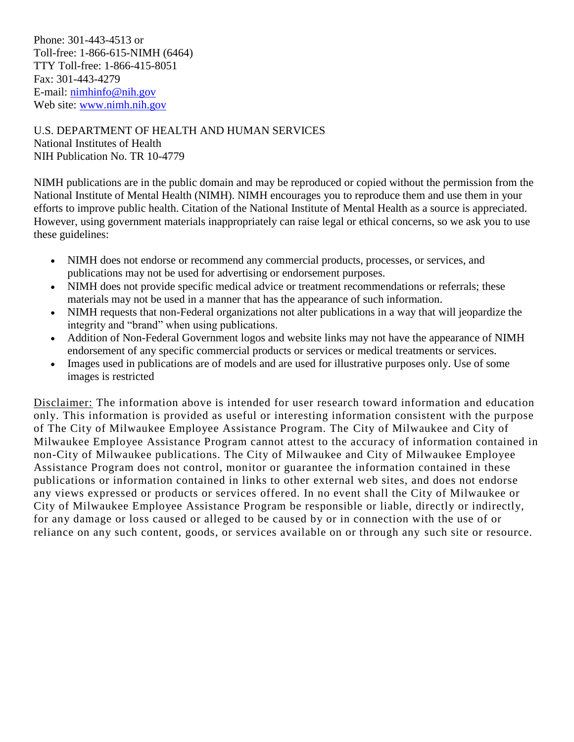Phone: 301-443-4513 or
Toll-free: 1-866-615-NIMH (6464)
TTY Toll-free: 1-866-415-8051
Fax: 301-443-4279
E-mail: nimhinfo@nih.gov
Web site: www.nimh.nih.gov

U.S. DEPARTMENT OF HEALTH AND HUMAN SERVICES
National Institutes of Health
NIH Publication No. TR 10-4779

NIMH publications are in the public domain and may be reproduced or copied without the permission from the National Institute of Mental Health (NIMH). NIMH encourages you to reproduce them and use them in your efforts to improve public health. Citation of the National Institute of Mental Health as a source is appreciated. However, using government materials inappropriately can raise legal or ethical concerns, so we ask you to use these guidelines:

- NIMH does not endorse or recommend any commercial products, processes, or services, and publications may not be used for advertising or endorsement purposes.
- NIMH does not provide specific medical advice or treatment recommendations or referrals; these materials may not be used in a manner that has the appearance of such information.
- NIMH requests that non-Federal organizations not alter publications in a way that will jeopardize the integrity and "brand" when using publications.
- Addition of Non-Federal Government logos and website links may not have the appearance of NIMH endorsement of any specific commercial products or services or medical treatments or services.
- Images used in publications are of models and are used for illustrative purposes only. Use of some images is restricted

Disclaimer: The information above is intended for user research toward information and education only. This information is provided as useful or interesting information consistent with the purpose of The City of Milwaukee Employee Assistance Program. The City of Milwaukee and City of Milwaukee Employee Assistance Program cannot attest to the accuracy of information contained in non-City of Milwaukee publications. The City of Milwaukee and City of Milwaukee Employee Assistance Program does not control, monitor or guarantee the information contained in these publications or information contained in links to other external web sites, and does not endorse any views expressed or products or services offered. In no event shall the City of Milwaukee or City of Milwaukee Employee Assistance Program be responsible or liable, directly or indirectly, for any damage or loss caused or alleged to be caused by or in connection with the use of or reliance on any such content, goods, or services available on or through any such site or resource.